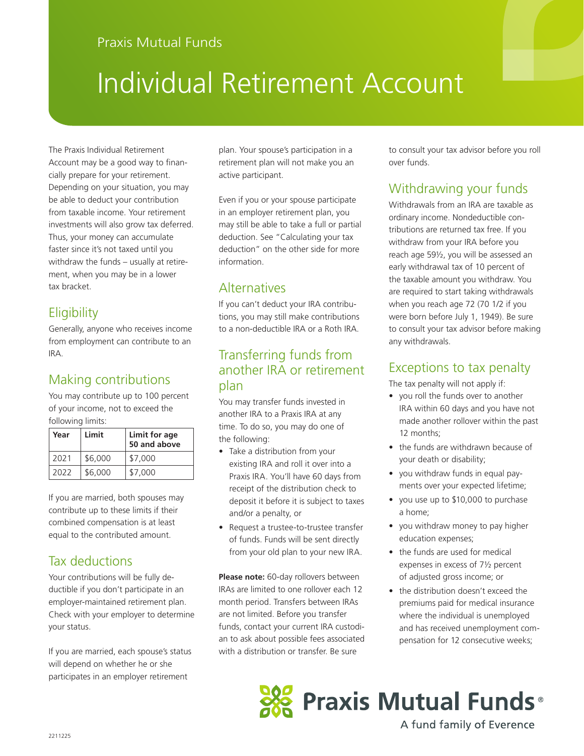Praxis Mutual Funds

# Individual Retirement Account

The Praxis Individual Retirement Account may be a good way to financially prepare for your retirement. Depending on your situation, you may be able to deduct your contribution from taxable income. Your retirement investments will also grow tax deferred. Thus, your money can accumulate faster since it's not taxed until you withdraw the funds – usually at retirement, when you may be in a lower tax bracket.

## Eligibility

Generally, anyone who receives income from employment can contribute to an IRA.

## Making contributions

You may contribute up to 100 percent of your income, not to exceed the following limits:

| Year | Limit | Limit for age 50 and above |
|---|---|---|
| 2021 | $6,000 | $7,000 |
| 2022 | $6,000 | $7,000 |

If you are married, both spouses may contribute up to these limits if their combined compensation is at least equal to the contributed amount.

## Tax deductions

Your contributions will be fully deductible if you don't participate in an employer-maintained retirement plan. Check with your employer to determine your status.

If you are married, each spouse's status will depend on whether he or she participates in an employer retirement plan. Your spouse's participation in a retirement plan will not make you an active participant.

Even if you or your spouse participate in an employer retirement plan, you may still be able to take a full or partial deduction. See "Calculating your tax deduction" on the other side for more information.

## Alternatives

If you can't deduct your IRA contributions, you may still make contributions to a non-deductible IRA or a Roth IRA.

## Transferring funds from another IRA or retirement plan

You may transfer funds invested in another IRA to a Praxis IRA at any time. To do so, you may do one of the following:

- Take a distribution from your existing IRA and roll it over into a Praxis IRA. You'll have 60 days from receipt of the distribution check to deposit it before it is subject to taxes and/or a penalty, or
- Request a trustee-to-trustee transfer of funds. Funds will be sent directly from your old plan to your new IRA.

**Please note:** 60-day rollovers between IRAs are limited to one rollover each 12 month period. Transfers between IRAs are not limited. Before you transfer funds, contact your current IRA custodian to ask about possible fees associated with a distribution or transfer. Be sure to consult your tax advisor before you roll over funds.

## Withdrawing your funds

Withdrawals from an IRA are taxable as ordinary income. Nondeductible contributions are returned tax free. If you withdraw from your IRA before you reach age 59½, you will be assessed an early withdrawal tax of 10 percent of the taxable amount you withdraw. You are required to start taking withdrawals when you reach age 72 (70 1/2 if you were born before July 1, 1949). Be sure to consult your tax advisor before making any withdrawals.

## Exceptions to tax penalty

The tax penalty will not apply if:

- you roll the funds over to another IRA within 60 days and you have not made another rollover within the past 12 months;
- the funds are withdrawn because of your death or disability;
- you withdraw funds in equal payments over your expected lifetime;
- you use up to $10,000 to purchase a home;
- you withdraw money to pay higher education expenses;
- the funds are used for medical expenses in excess of 7½ percent of adjusted gross income; or
- the distribution doesn't exceed the premiums paid for medical insurance where the individual is unemployed and has received unemployment compensation for 12 consecutive weeks;

Praxis Mutual Funds®
A fund family of Everence

2211225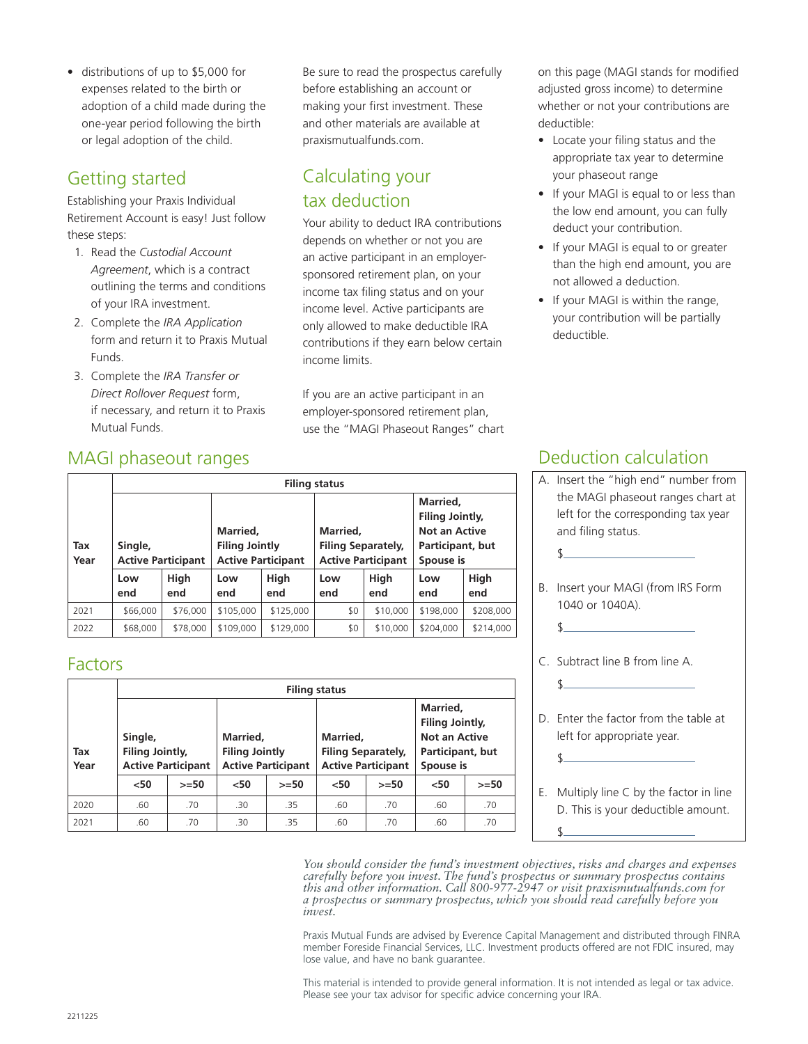- distributions of up to $5,000 for expenses related to the birth or adoption of a child made during the one-year period following the birth or legal adoption of the child.

## Getting started

Establishing your Praxis Individual Retirement Account is easy! Just follow these steps:

1. Read the *Custodial Account Agreement*, which is a contract outlining the terms and conditions of your IRA investment.
2. Complete the *IRA Application* form and return it to Praxis Mutual Funds.
3. Complete the *IRA Transfer or Direct Rollover Request* form, if necessary, and return it to Praxis Mutual Funds.

Be sure to read the prospectus carefully before establishing an account or making your first investment. These and other materials are available at praxismutualfunds.com.

## Calculating your tax deduction

Your ability to deduct IRA contributions depends on whether or not you are an active participant in an employer-sponsored retirement plan, on your income tax filing status and on your income level. Active participants are only allowed to make deductible IRA contributions if they earn below certain income limits.

If you are an active participant in an employer-sponsored retirement plan, use the "MAGI Phaseout Ranges" chart on this page (MAGI stands for modified adjusted gross income) to determine whether or not your contributions are deductible:

- Locate your filing status and the appropriate tax year to determine your phaseout range
- If your MAGI is equal to or less than the low end amount, you can fully deduct your contribution.
- If your MAGI is equal to or greater than the high end amount, you are not allowed a deduction.
- If your MAGI is within the range, your contribution will be partially deductible.

## MAGI phaseout ranges

| Tax Year | Filing status | | | | | | | |
|---|---|---|---|---|---|---|---|---|
| | **Single, Active Participant** | | **Married, Filing Jointly Active Participant** | | **Married, Filing Separately, Active Participant** | | **Married, Filing Jointly, Not an Active Participant, but Spouse is** | |
| | **Low end** | **High end** | **Low end** | **High end** | **Low end** | **High end** | **Low end** | **High end** |
| 2021 | $66,000 | $76,000 | $105,000 | $125,000 | $0 | $10,000 | $198,000 | $208,000 |
| 2022 | $68,000 | $78,000 | $109,000 | $129,000 | $0 | $10,000 | $204,000 | $214,000 |

## Factors

| Tax Year | Filing status | | | | | | | |
|---|---|---|---|---|---|---|---|---|
| | **Single, Filing Jointly, Active Participant** | | **Married, Filing Jointly Active Participant** | | **Married, Filing Separately, Active Participant** | | **Married, Filing Jointly, Not an Active Participant, but Spouse is** | |
| | **<50** | **>=50** | **<50** | **>=50** | **<50** | **>=50** | **<50** | **>=50** |
| 2020 | .60 | .70 | .30 | .35 | .60 | .70 | .60 | .70 |
| 2021 | .60 | .70 | .30 | .35 | .60 | .70 | .60 | .70 |

## Deduction calculation

A. Insert the "high end" number from the MAGI phaseout ranges chart at left for the corresponding tax year and filing status.

$\_\_\_\_\_\_\_\_\_\_\_\_\_\_\_\_\_\_\_\_

B. Insert your MAGI (from IRS Form 1040 or 1040A).

$\_\_\_\_\_\_\_\_\_\_\_\_\_\_\_\_\_\_\_\_

C. Subtract line B from line A.

$\_\_\_\_\_\_\_\_\_\_\_\_\_\_\_\_\_\_\_\_

D. Enter the factor from the table at left for appropriate year.

$\_\_\_\_\_\_\_\_\_\_\_\_\_\_\_\_\_\_\_\_

E. Multiply line C by the factor in line D. This is your deductible amount.

$\_\_\_\_\_\_\_\_\_\_\_\_\_\_\_\_\_\_\_\_

*You should consider the fund's investment objectives, risks and charges and expenses carefully before you invest. The fund's prospectus or summary prospectus contains this and other information. Call 800-977-2947 or visit praxismutualfunds.com for a prospectus or summary prospectus, which you should read carefully before you invest.*

Praxis Mutual Funds are advised by Everence Capital Management and distributed through FINRA member Foreside Financial Services, LLC. Investment products offered are not FDIC insured, may lose value, and have no bank guarantee.

This material is intended to provide general information. It is not intended as legal or tax advice. Please see your tax advisor for specific advice concerning your IRA.

2211225